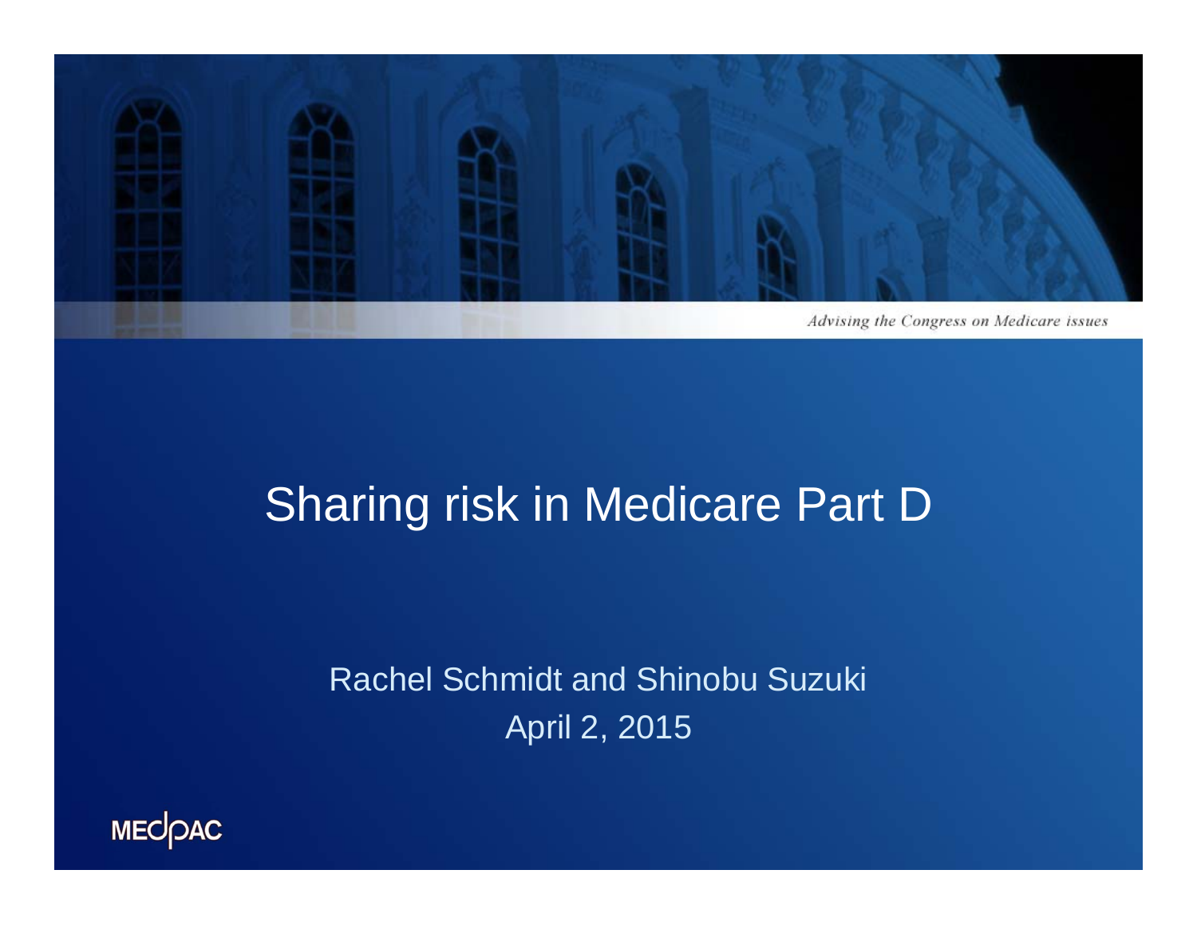*Advising the Congress on Medicare issues*

# Sharing risk in Medicare Part D

Rachel Schmidt and Shinobu Suzuki

April 2, 2015

MEDPAC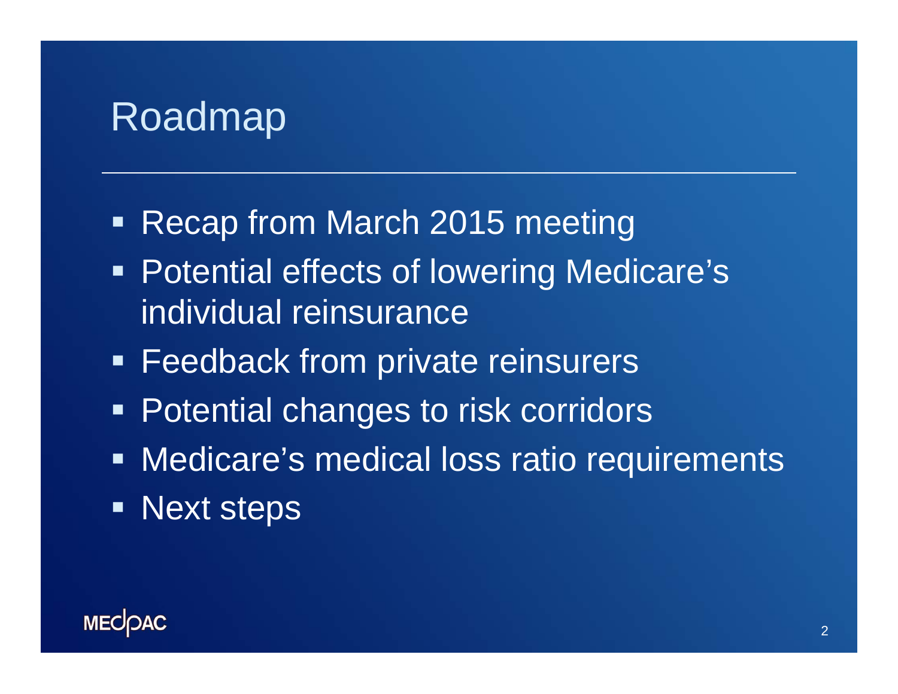# Roadmap

- Recap from March 2015 meeting
- Potential effects of lowering Medicare's individual reinsurance
- Feedback from private reinsurers
- Potential changes to risk corridors
- Medicare's medical loss ratio requirements
- Next steps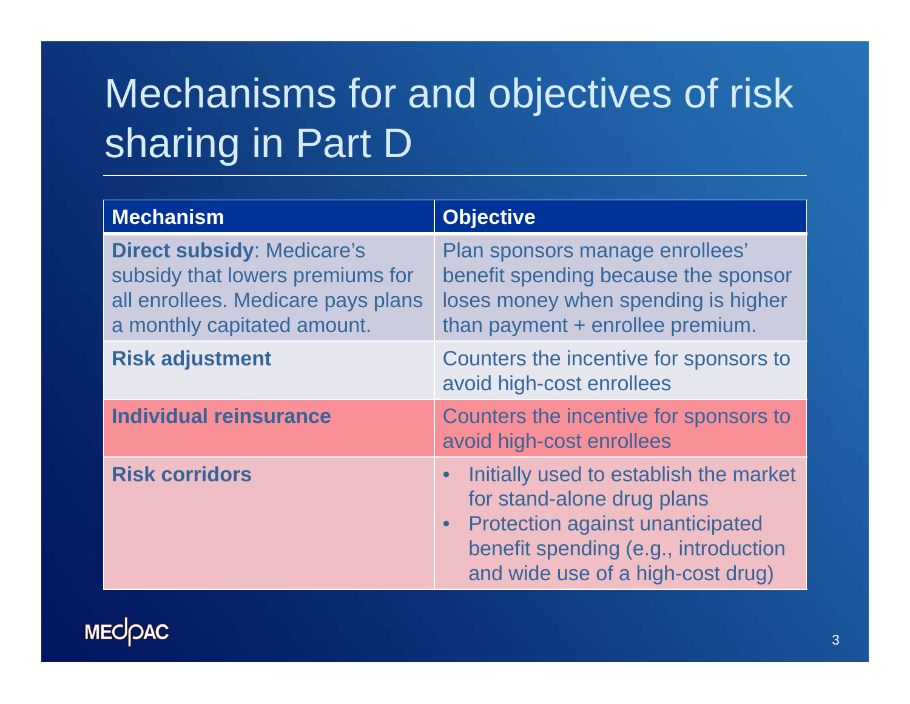# Mechanisms for and objectives of risk sharing in Part D

| Mechanism | Objective |
|---|---|
| **Direct subsidy**: Medicare's subsidy that lowers premiums for all enrollees. Medicare pays plans a monthly capitated amount. | Plan sponsors manage enrollees' benefit spending because the sponsor loses money when spending is higher than payment + enrollee premium. |
| **Risk adjustment** | Counters the incentive for sponsors to avoid high-cost enrollees |
| **Individual reinsurance** | Counters the incentive for sponsors to avoid high-cost enrollees |
| **Risk corridors** | • Initially used to establish the market for stand-alone drug plans<br>• Protection against unanticipated benefit spending (e.g., introduction and wide use of a high-cost drug) |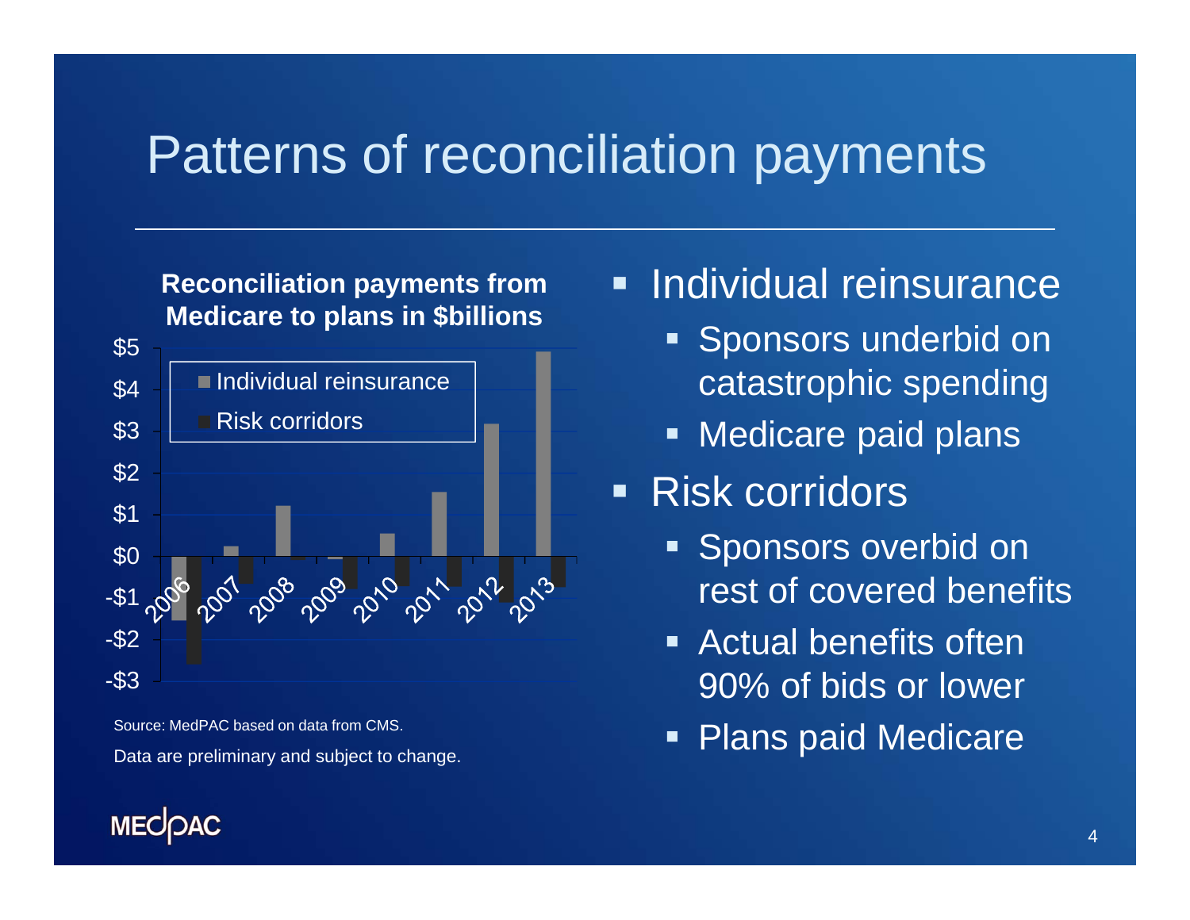# Patterns of reconciliation payments

**Reconciliation payments from Medicare to plans in $billions**

$5
$4
$3
$2
$1
$0
-$1
-$2
-$3

Individual reinsurance
Risk corridors

2006
2007
2008
2009
2010
2011
2012
2013

Source: MedPAC based on data from CMS.

Data are preliminary and subject to change.

- Individual reinsurance
  - Sponsors underbid on catastrophic spending
  - Medicare paid plans
- Risk corridors
  - Sponsors overbid on rest of covered benefits
  - Actual benefits often 90% of bids or lower
  - Plans paid Medicare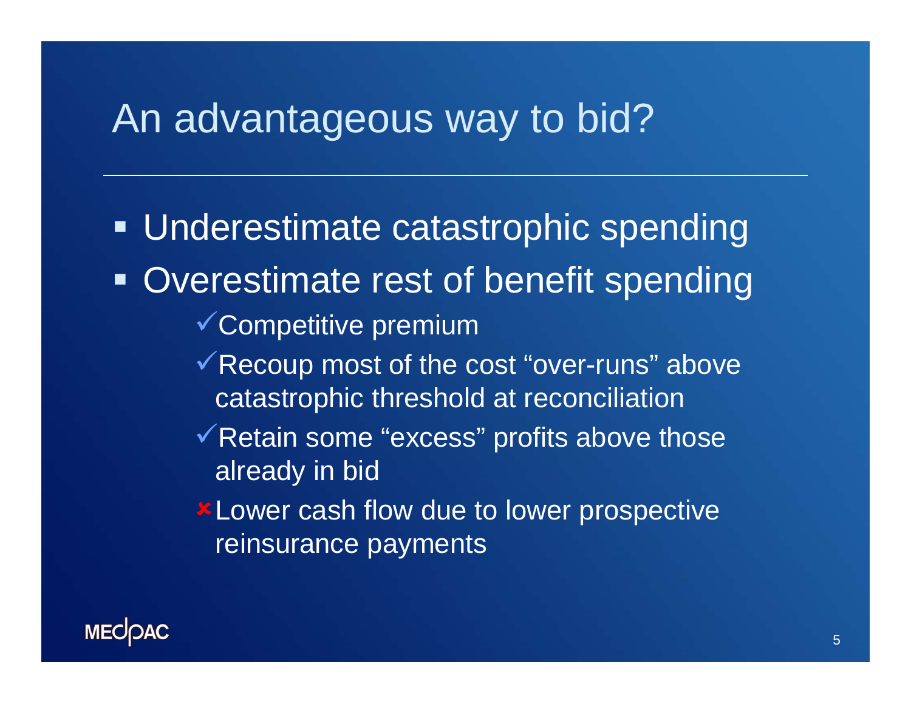# An advantageous way to bid?

- Underestimate catastrophic spending
- Overestimate rest of benefit spending
  - ✓ Competitive premium
  - ✓ Recoup most of the cost “over-runs” above catastrophic threshold at reconciliation
  - ✓ Retain some “excess” profits above those already in bid
  - ✘ Lower cash flow due to lower prospective reinsurance payments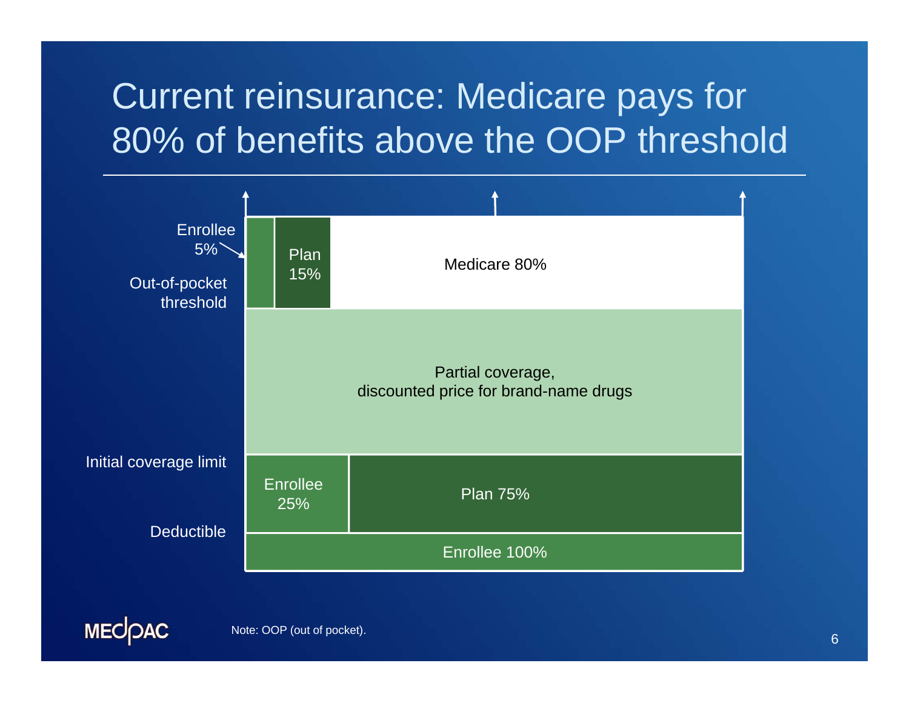# Current reinsurance: Medicare pays for 80% of benefits above the OOP threshold

Enrollee 5%

Plan 15%

Medicare 80%

Out-of-pocket threshold

Partial coverage,
discounted price for brand-name drugs

Initial coverage limit

Enrollee 25%

Plan 75%

Deductible

Enrollee 100%

Note: OOP (out of pocket).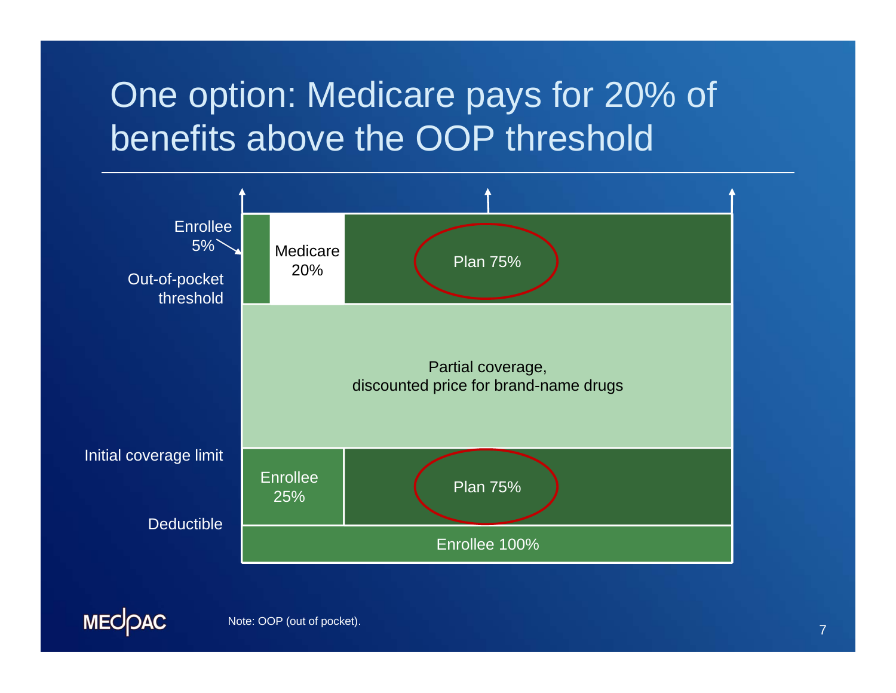# One option: Medicare pays for 20% of benefits above the OOP threshold

Enrollee 5%

Out-of-pocket threshold

Medicare 20%

Plan 75%

Partial coverage,
discounted price for brand-name drugs

Initial coverage limit

Enrollee 25%

Plan 75%

Deductible

Enrollee 100%

Note: OOP (out of pocket).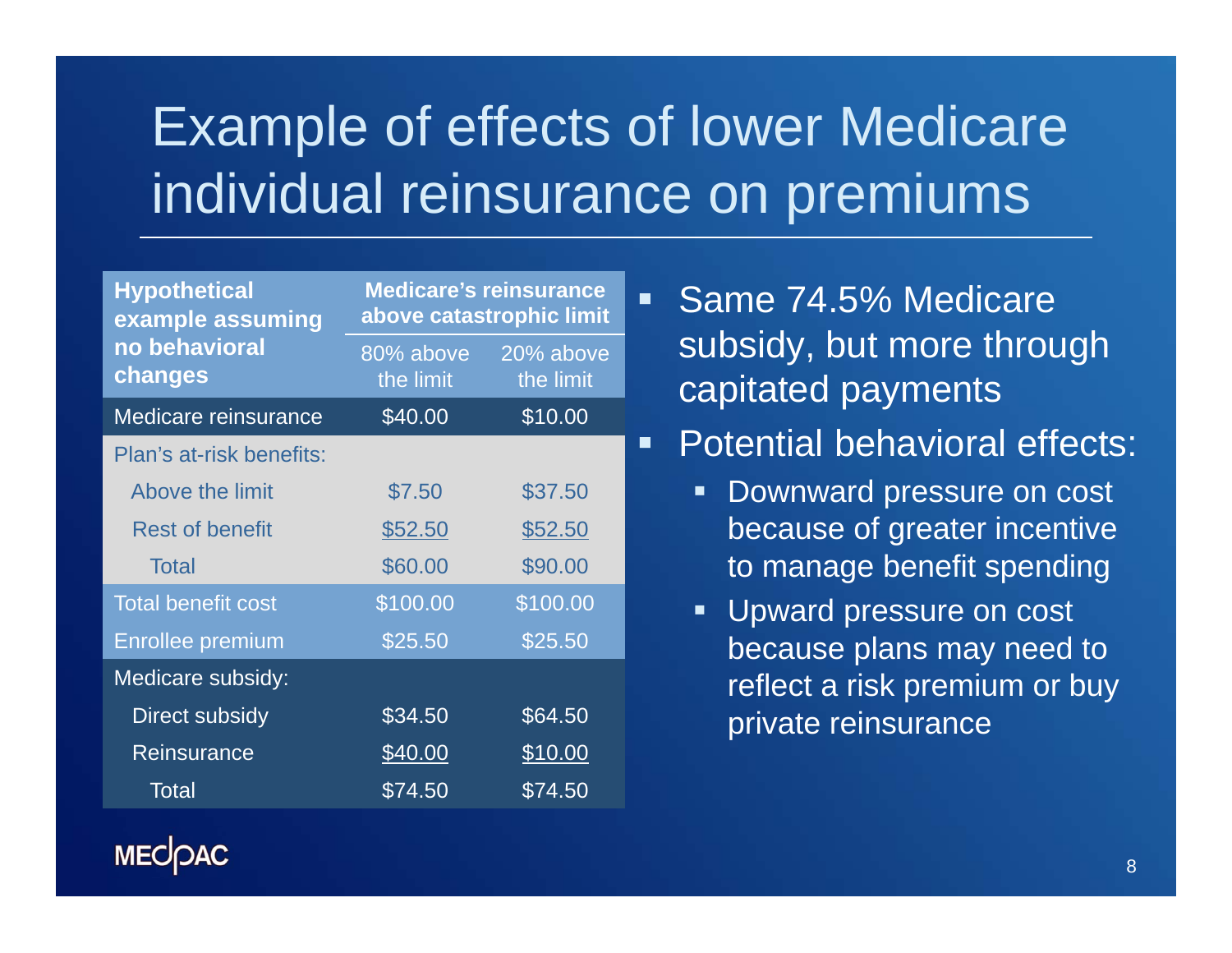# Example of effects of lower Medicare individual reinsurance on premiums

| Hypothetical example assuming no behavioral changes | Medicare's reinsurance above catastrophic limit | |
|---|---|---|
| | 80% above the limit | 20% above the limit |
| Medicare reinsurance | $40.00 | $10.00 |
| Plan's at-risk benefits: | | |
| Above the limit | $7.50 | $37.50 |
| Rest of benefit | $52.50 | $52.50 |
| Total | $60.00 | $90.00 |
| Total benefit cost | $100.00 | $100.00 |
| Enrollee premium | $25.50 | $25.50 |
| Medicare subsidy: | | |
| Direct subsidy | $34.50 | $64.50 |
| Reinsurance | $40.00 | $10.00 |
| Total | $74.50 | $74.50 |

- Same 74.5% Medicare subsidy, but more through capitated payments
- Potential behavioral effects:
  - Downward pressure on cost because of greater incentive to manage benefit spending
  - Upward pressure on cost because plans may need to reflect a risk premium or buy private reinsurance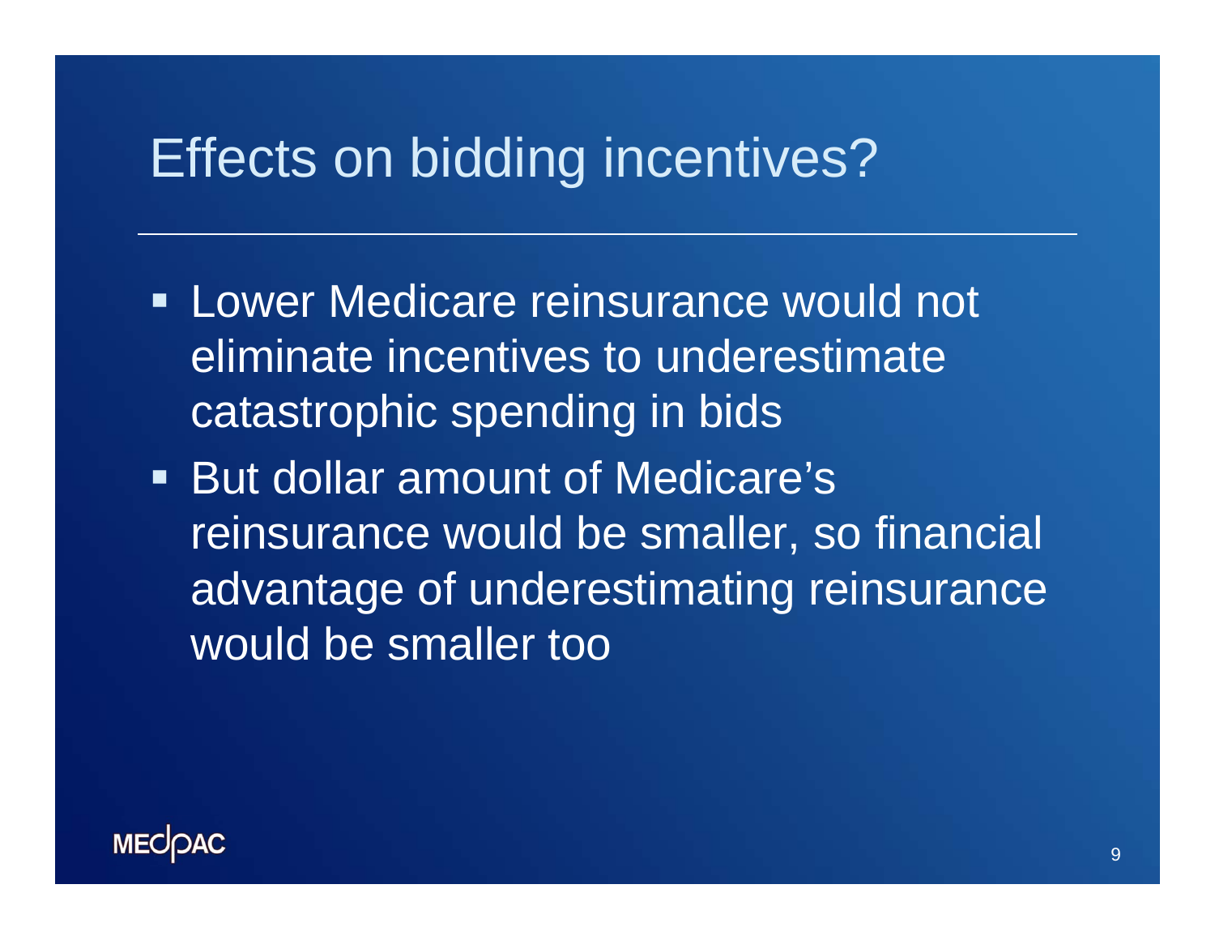# Effects on bidding incentives?

- Lower Medicare reinsurance would not eliminate incentives to underestimate catastrophic spending in bids
- But dollar amount of Medicare's reinsurance would be smaller, so financial advantage of underestimating reinsurance would be smaller too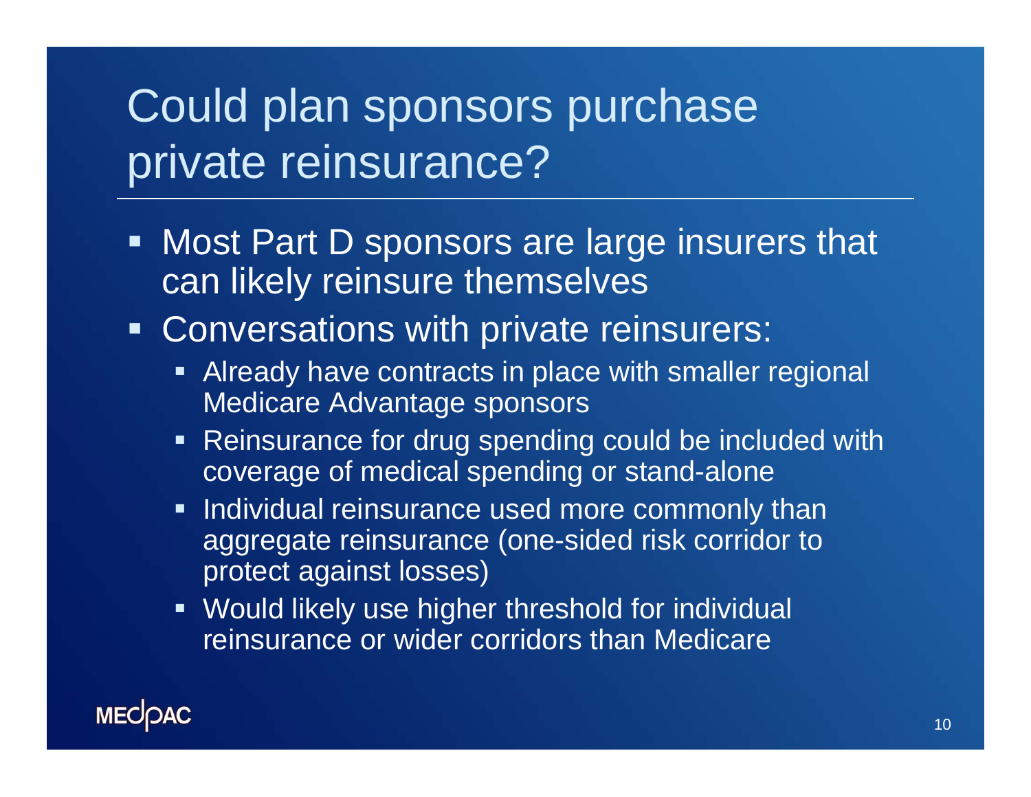# Could plan sponsors purchase private reinsurance?

- Most Part D sponsors are large insurers that can likely reinsure themselves
- Conversations with private reinsurers:
  - Already have contracts in place with smaller regional Medicare Advantage sponsors
  - Reinsurance for drug spending could be included with coverage of medical spending or stand-alone
  - Individual reinsurance used more commonly than aggregate reinsurance (one-sided risk corridor to protect against losses)
  - Would likely use higher threshold for individual reinsurance or wider corridors than Medicare

MEDPAC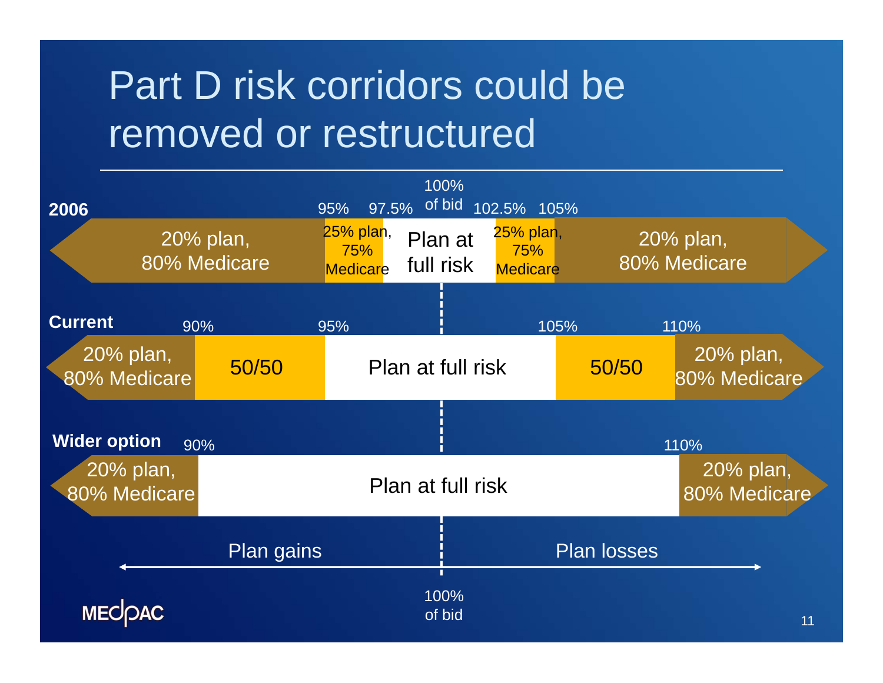# Part D risk corridors could be removed or restructured

**2006**

95% 97.5% 100% of bid 102.5% 105%

20% plan, 80% Medicare | 25% plan, 75% Medicare | Plan at full risk | 25% plan, 75% Medicare | 20% plan, 80% Medicare

**Current**

90% 95% 105% 110%

20% plan, 80% Medicare | 50/50 | Plan at full risk | 50/50 | 20% plan, 80% Medicare

**Wider option**

90% 110%

20% plan, 80% Medicare | Plan at full risk | 20% plan, 80% Medicare

Plan gains ← → Plan losses

100% of bid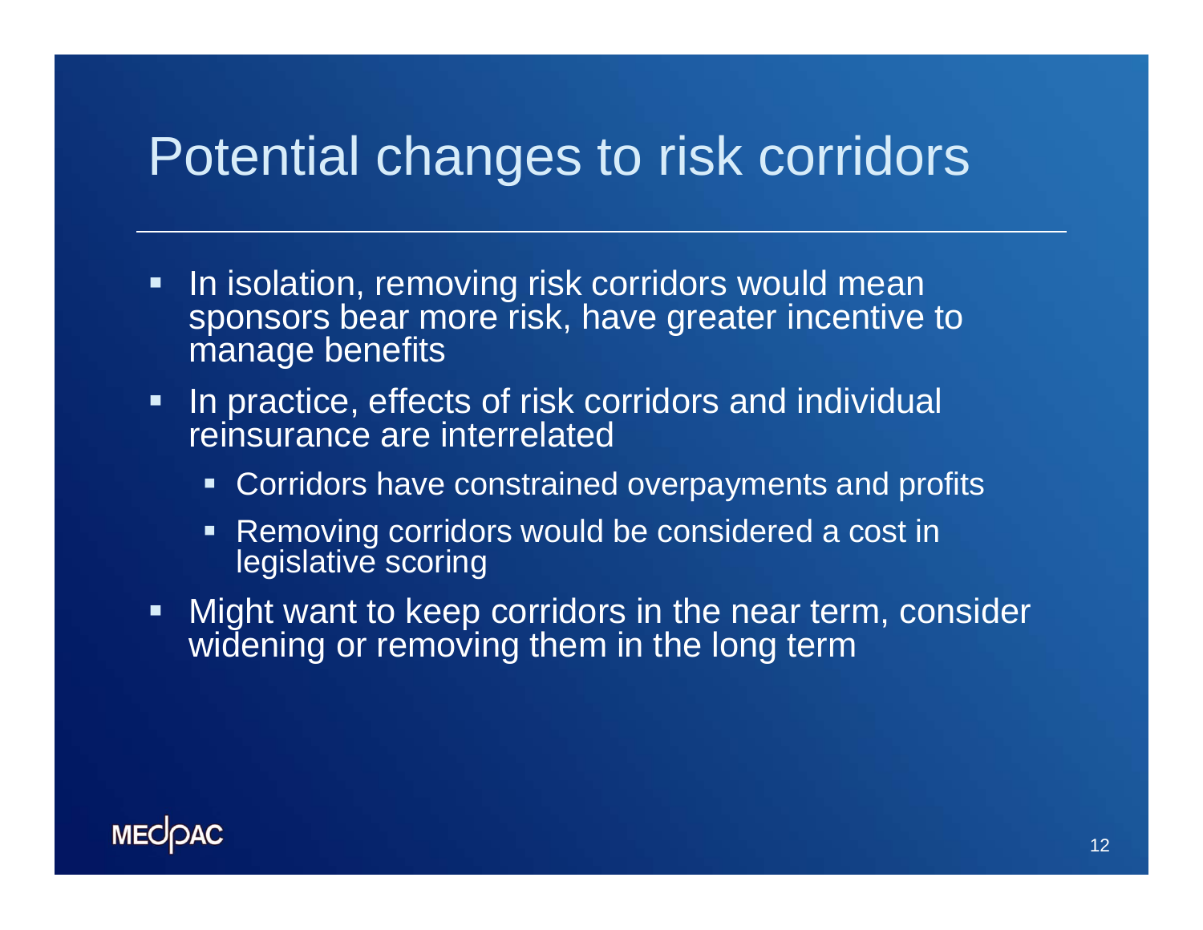# Potential changes to risk corridors

- In isolation, removing risk corridors would mean sponsors bear more risk, have greater incentive to manage benefits
- In practice, effects of risk corridors and individual reinsurance are interrelated
  - Corridors have constrained overpayments and profits
  - Removing corridors would be considered a cost in legislative scoring
- Might want to keep corridors in the near term, consider widening or removing them in the long term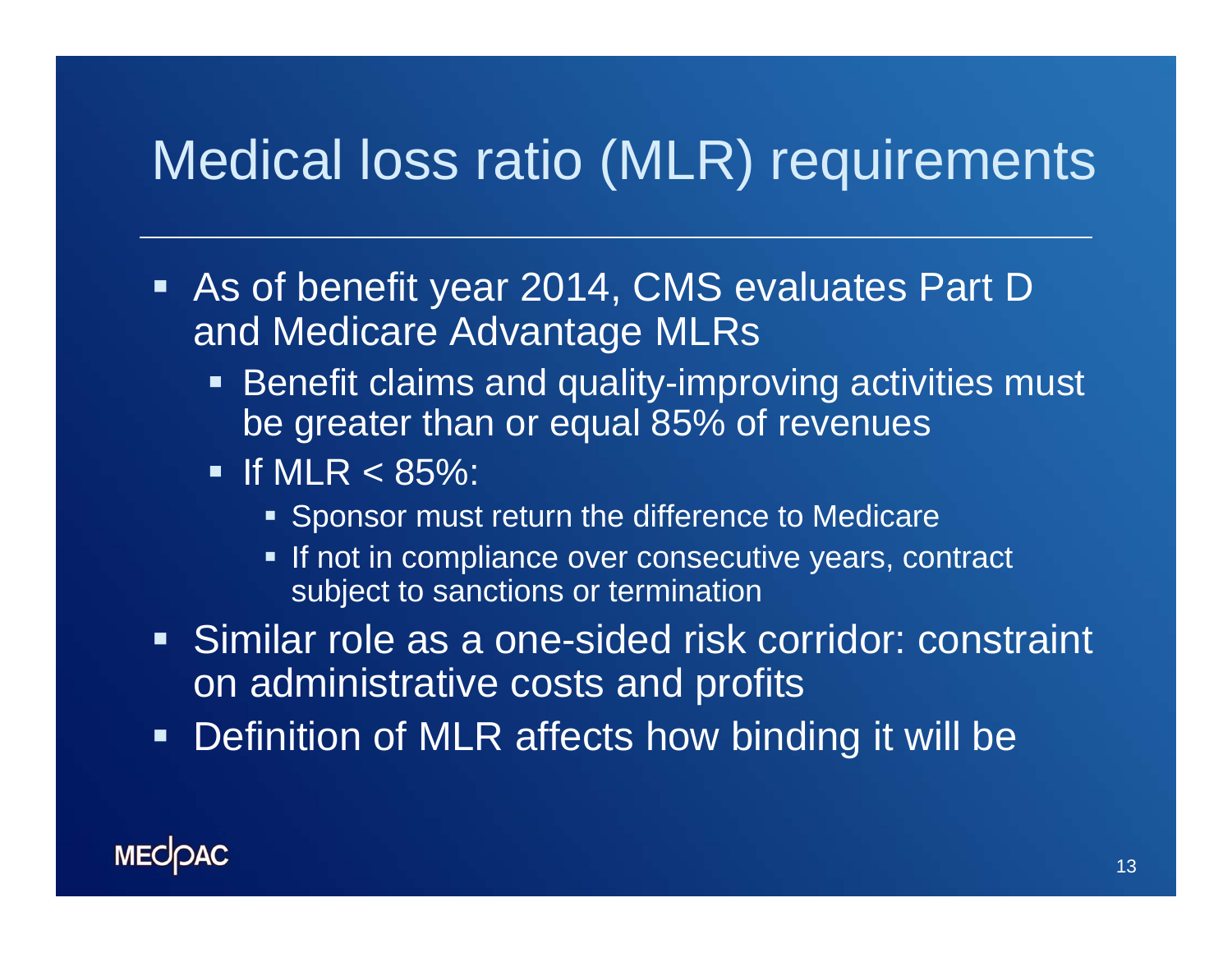# Medical loss ratio (MLR) requirements

- As of benefit year 2014, CMS evaluates Part D and Medicare Advantage MLRs
  - Benefit claims and quality-improving activities must be greater than or equal 85% of revenues
  - If MLR < 85%:
    - Sponsor must return the difference to Medicare
    - If not in compliance over consecutive years, contract subject to sanctions or termination
- Similar role as a one-sided risk corridor: constraint on administrative costs and profits
- Definition of MLR affects how binding it will be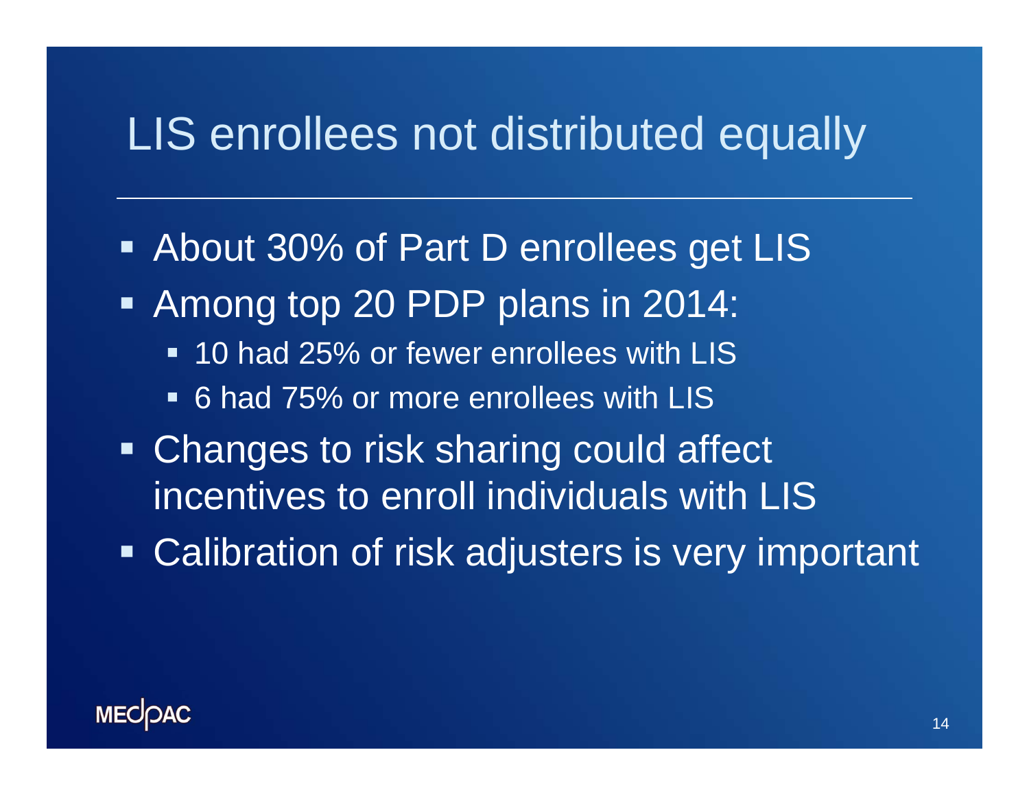# LIS enrollees not distributed equally

- About 30% of Part D enrollees get LIS
- Among top 20 PDP plans in 2014:
  - 10 had 25% or fewer enrollees with LIS
  - 6 had 75% or more enrollees with LIS
- Changes to risk sharing could affect incentives to enroll individuals with LIS
- Calibration of risk adjusters is very important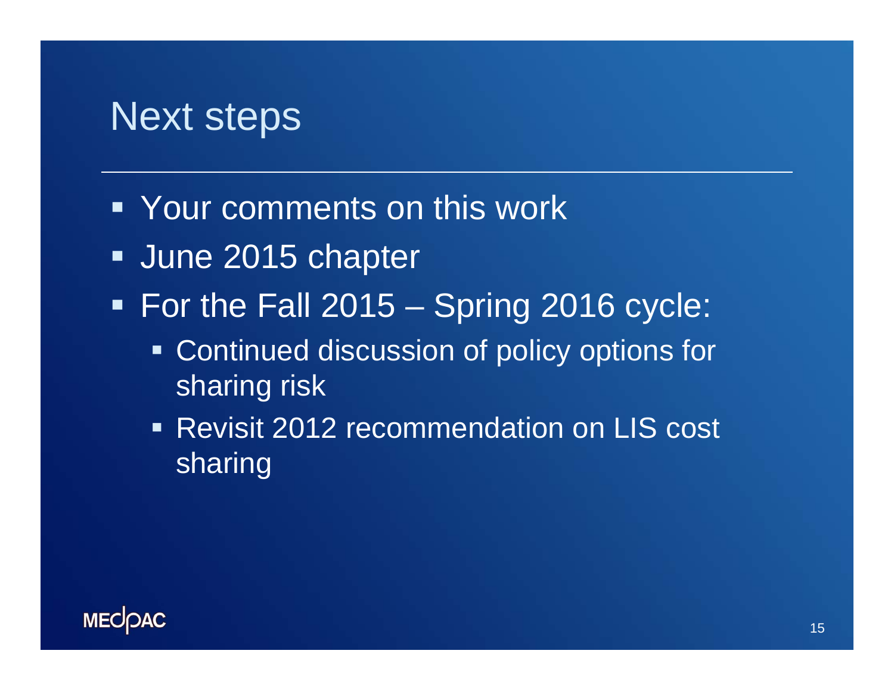# Next steps

- Your comments on this work
- June 2015 chapter
- For the Fall 2015 – Spring 2016 cycle:
  - Continued discussion of policy options for sharing risk
  - Revisit 2012 recommendation on LIS cost sharing

MEDPAC